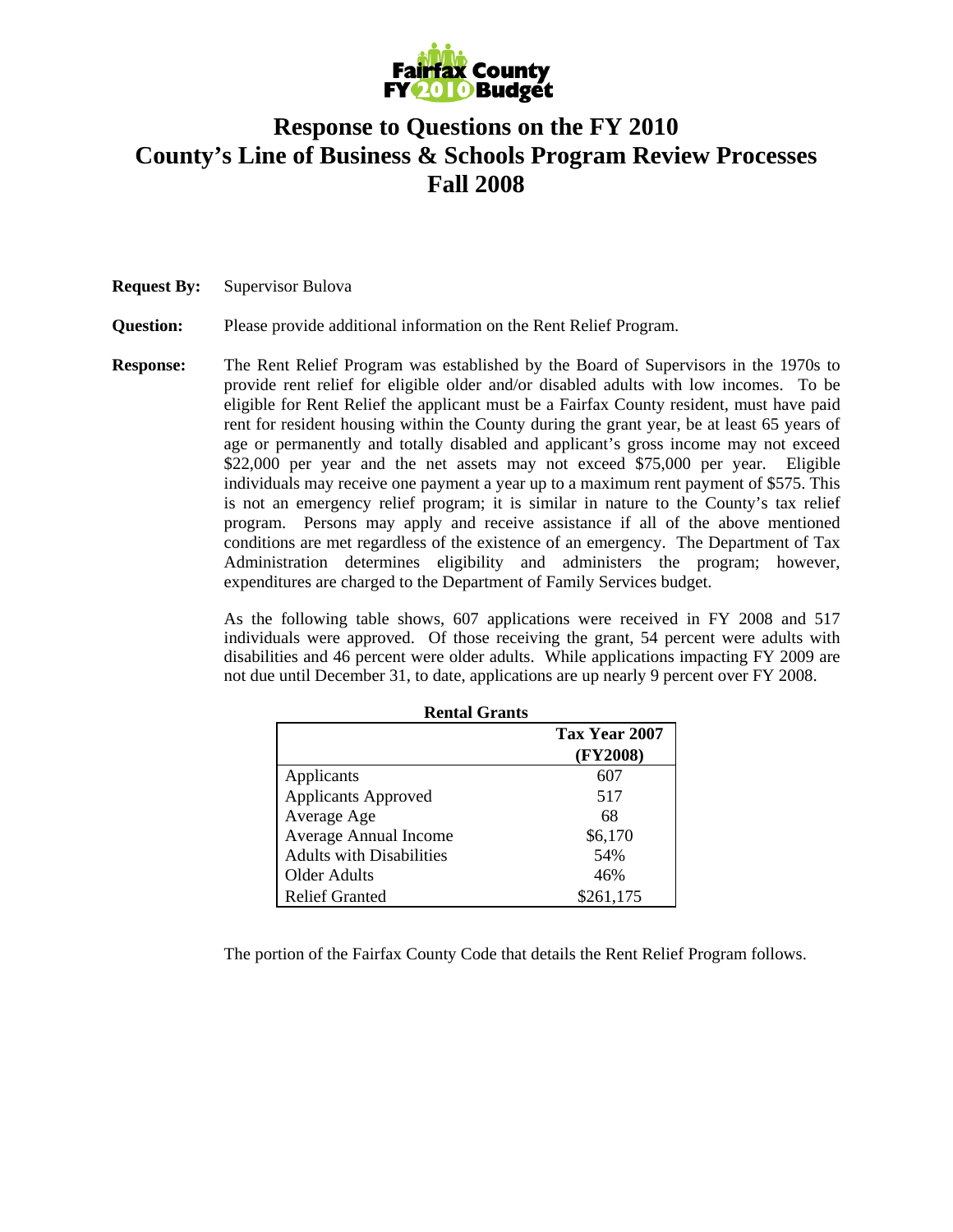# Response to Questions on the FY 2010 County's Line of Business & Schools Program Review Processes Fall 2008

**Request By:** Supervisor Bulova

**Question:** Please provide additional information on the Rent Relief Program.

**Response:** The Rent Relief Program was established by the Board of Supervisors in the 1970s to provide rent relief for eligible older and/or disabled adults with low incomes. To be eligible for Rent Relief the applicant must be a Fairfax County resident, must have paid rent for resident housing within the County during the grant year, be at least 65 years of age or permanently and totally disabled and applicant's gross income may not exceed \$22,000 per year and the net assets may not exceed \$75,000 per year. Eligible individuals may receive one payment a year up to a maximum rent payment of \$575. This is not an emergency relief program; it is similar in nature to the County's tax relief program. Persons may apply and receive assistance if all of the above mentioned conditions are met regardless of the existence of an emergency. The Department of Tax Administration determines eligibility and administers the program; however, expenditures are charged to the Department of Family Services budget.

As the following table shows, 607 applications were received in FY 2008 and 517 individuals were approved. Of those receiving the grant, 54 percent were adults with disabilities and 46 percent were older adults. While applications impacting FY 2009 are not due until December 31, to date, applications are up nearly 9 percent over FY 2008.

**Rental Grants**

| | Tax Year 2007 (FY2008) |
|---|---|
| Applicants | 607 |
| Applicants Approved | 517 |
| Average Age | 68 |
| Average Annual Income | \$6,170 |
| Adults with Disabilities | 54% |
| Older Adults | 46% |
| Relief Granted | \$261,175 |

The portion of the Fairfax County Code that details the Rent Relief Program follows.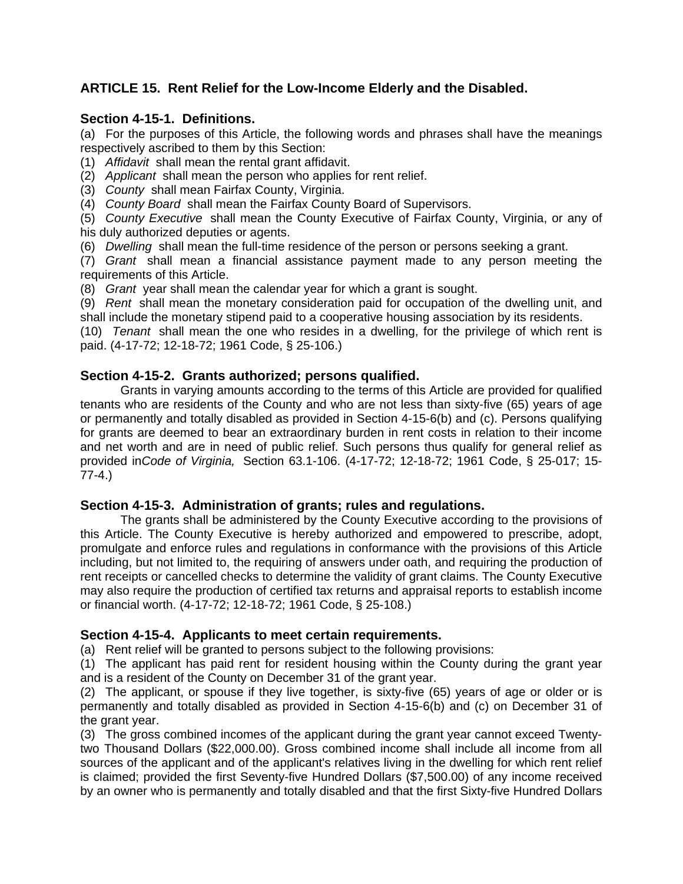## ARTICLE 15. Rent Relief for the Low-Income Elderly and the Disabled.

### Section 4-15-1. Definitions.

(a) For the purposes of this Article, the following words and phrases shall have the meanings respectively ascribed to them by this Section:

(1) *Affidavit* shall mean the rental grant affidavit.

(2) *Applicant* shall mean the person who applies for rent relief.

(3) *County* shall mean Fairfax County, Virginia.

(4) *County Board* shall mean the Fairfax County Board of Supervisors.

(5) *County Executive* shall mean the County Executive of Fairfax County, Virginia, or any of his duly authorized deputies or agents.

(6) *Dwelling* shall mean the full-time residence of the person or persons seeking a grant.

(7) *Grant* shall mean a financial assistance payment made to any person meeting the requirements of this Article.

(8) *Grant* year shall mean the calendar year for which a grant is sought.

(9) *Rent* shall mean the monetary consideration paid for occupation of the dwelling unit, and shall include the monetary stipend paid to a cooperative housing association by its residents.

(10) *Tenant* shall mean the one who resides in a dwelling, for the privilege of which rent is paid. (4-17-72; 12-18-72; 1961 Code, § 25-106.)

### Section 4-15-2. Grants authorized; persons qualified.

Grants in varying amounts according to the terms of this Article are provided for qualified tenants who are residents of the County and who are not less than sixty-five (65) years of age or permanently and totally disabled as provided in Section 4-15-6(b) and (c). Persons qualifying for grants are deemed to bear an extraordinary burden in rent costs in relation to their income and net worth and are in need of public relief. Such persons thus qualify for general relief as provided in*Code of Virginia,* Section 63.1-106. (4-17-72; 12-18-72; 1961 Code, § 25-017; 15-77-4.)

### Section 4-15-3. Administration of grants; rules and regulations.

The grants shall be administered by the County Executive according to the provisions of this Article. The County Executive is hereby authorized and empowered to prescribe, adopt, promulgate and enforce rules and regulations in conformance with the provisions of this Article including, but not limited to, the requiring of answers under oath, and requiring the production of rent receipts or cancelled checks to determine the validity of grant claims. The County Executive may also require the production of certified tax returns and appraisal reports to establish income or financial worth. (4-17-72; 12-18-72; 1961 Code, § 25-108.)

### Section 4-15-4. Applicants to meet certain requirements.

(a) Rent relief will be granted to persons subject to the following provisions:

(1) The applicant has paid rent for resident housing within the County during the grant year and is a resident of the County on December 31 of the grant year.

(2) The applicant, or spouse if they live together, is sixty-five (65) years of age or older or is permanently and totally disabled as provided in Section 4-15-6(b) and (c) on December 31 of the grant year.

(3) The gross combined incomes of the applicant during the grant year cannot exceed Twenty-two Thousand Dollars ($22,000.00). Gross combined income shall include all income from all sources of the applicant and of the applicant's relatives living in the dwelling for which rent relief is claimed; provided the first Seventy-five Hundred Dollars ($7,500.00) of any income received by an owner who is permanently and totally disabled and that the first Sixty-five Hundred Dollars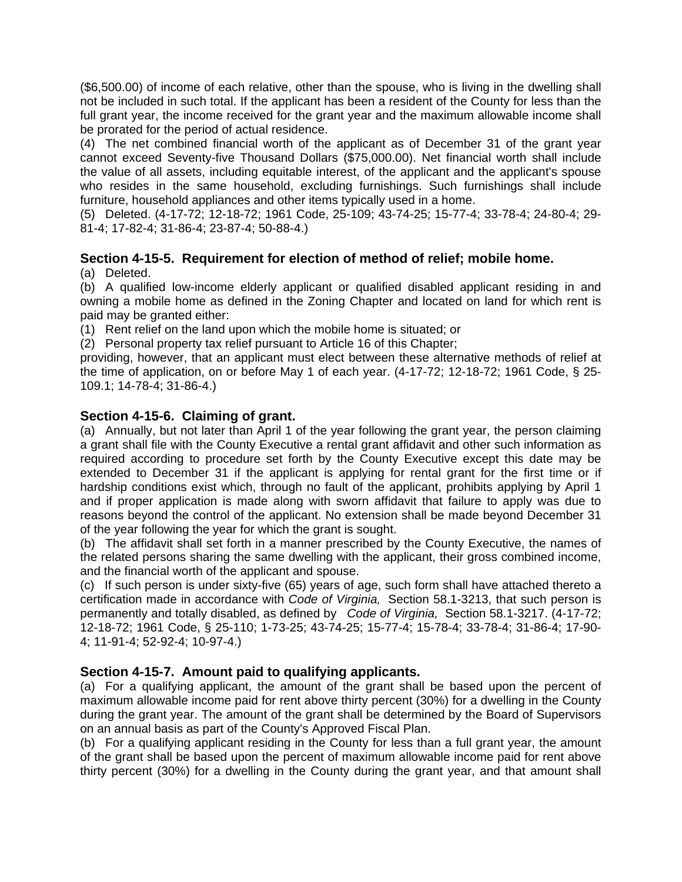($6,500.00) of income of each relative, other than the spouse, who is living in the dwelling shall not be included in such total. If the applicant has been a resident of the County for less than the full grant year, the income received for the grant year and the maximum allowable income shall be prorated for the period of actual residence.

(4) The net combined financial worth of the applicant as of December 31 of the grant year cannot exceed Seventy-five Thousand Dollars ($75,000.00). Net financial worth shall include the value of all assets, including equitable interest, of the applicant and the applicant's spouse who resides in the same household, excluding furnishings. Such furnishings shall include furniture, household appliances and other items typically used in a home.

(5) Deleted. (4-17-72; 12-18-72; 1961 Code, 25-109; 43-74-25; 15-77-4; 33-78-4; 24-80-4; 29-81-4; 17-82-4; 31-86-4; 23-87-4; 50-88-4.)

### Section 4-15-5. Requirement for election of method of relief; mobile home.

(a) Deleted.

(b) A qualified low-income elderly applicant or qualified disabled applicant residing in and owning a mobile home as defined in the Zoning Chapter and located on land for which rent is paid may be granted either:

(1) Rent relief on the land upon which the mobile home is situated; or

(2) Personal property tax relief pursuant to Article 16 of this Chapter;

providing, however, that an applicant must elect between these alternative methods of relief at the time of application, on or before May 1 of each year. (4-17-72; 12-18-72; 1961 Code, § 25-109.1; 14-78-4; 31-86-4.)

### Section 4-15-6. Claiming of grant.

(a) Annually, but not later than April 1 of the year following the grant year, the person claiming a grant shall file with the County Executive a rental grant affidavit and other such information as required according to procedure set forth by the County Executive except this date may be extended to December 31 if the applicant is applying for rental grant for the first time or if hardship conditions exist which, through no fault of the applicant, prohibits applying by April 1 and if proper application is made along with sworn affidavit that failure to apply was due to reasons beyond the control of the applicant. No extension shall be made beyond December 31 of the year following the year for which the grant is sought.

(b) The affidavit shall set forth in a manner prescribed by the County Executive, the names of the related persons sharing the same dwelling with the applicant, their gross combined income, and the financial worth of the applicant and spouse.

(c) If such person is under sixty-five (65) years of age, such form shall have attached thereto a certification made in accordance with *Code of Virginia,* Section 58.1-3213, that such person is permanently and totally disabled, as defined by *Code of Virginia,* Section 58.1-3217. (4-17-72; 12-18-72; 1961 Code, § 25-110; 1-73-25; 43-74-25; 15-77-4; 15-78-4; 33-78-4; 31-86-4; 17-90-4; 11-91-4; 52-92-4; 10-97-4.)

### Section 4-15-7. Amount paid to qualifying applicants.

(a) For a qualifying applicant, the amount of the grant shall be based upon the percent of maximum allowable income paid for rent above thirty percent (30%) for a dwelling in the County during the grant year. The amount of the grant shall be determined by the Board of Supervisors on an annual basis as part of the County's Approved Fiscal Plan.

(b) For a qualifying applicant residing in the County for less than a full grant year, the amount of the grant shall be based upon the percent of maximum allowable income paid for rent above thirty percent (30%) for a dwelling in the County during the grant year, and that amount shall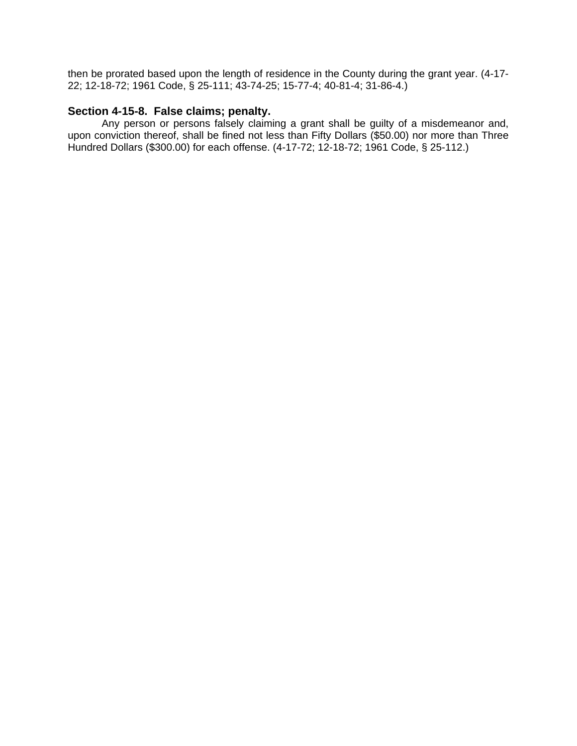then be prorated based upon the length of residence in the County during the grant year. (4-17-22; 12-18-72; 1961 Code, § 25-111; 43-74-25; 15-77-4; 40-81-4; 31-86-4.)

### Section 4-15-8. False claims; penalty.

Any person or persons falsely claiming a grant shall be guilty of a misdemeanor and, upon conviction thereof, shall be fined not less than Fifty Dollars ($50.00) nor more than Three Hundred Dollars ($300.00) for each offense. (4-17-72; 12-18-72; 1961 Code, § 25-112.)